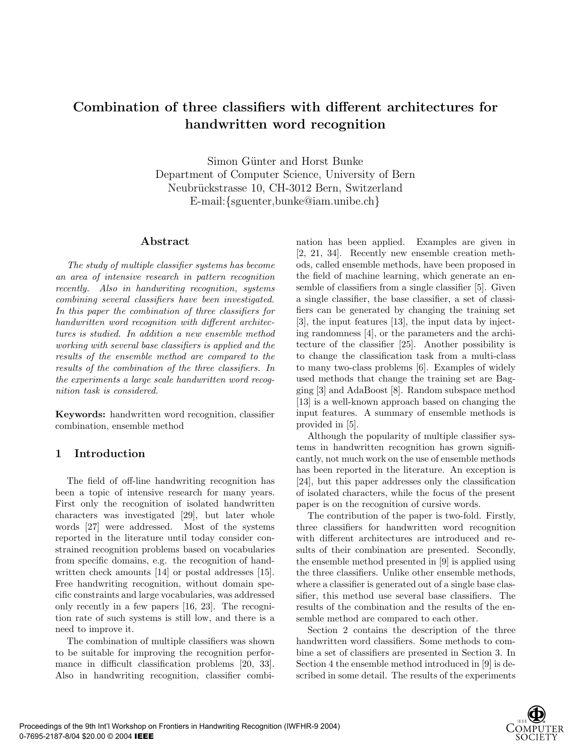# Combination of three classifiers with different architectures for handwritten word recognition

Simon Günter and Horst Bunke
Department of Computer Science, University of Bern
Neubrückstrasse 10, CH-3012 Bern, Switzerland
E-mail:{sguenter,bunke@iam.unibe.ch}

## Abstract

*The study of multiple classifier systems has become an area of intensive research in pattern recognition recently. Also in handwriting recognition, systems combining several classifiers have been investigated. In this paper the combination of three classifiers for handwritten word recognition with different architectures is studied. In addition a new ensemble method working with several base classifiers is applied and the results of the ensemble method are compared to the results of the combination of the three classifiers. In the experiments a large scale handwritten word recognition task is considered.*

**Keywords:** handwritten word recognition, classifier combination, ensemble method

## 1 Introduction

The field of off-line handwriting recognition has been a topic of intensive research for many years. First only the recognition of isolated handwritten characters was investigated [29], but later whole words [27] were addressed. Most of the systems reported in the literature until today consider constrained recognition problems based on vocabularies from specific domains, e.g. the recognition of handwritten check amounts [14] or postal addresses [15]. Free handwriting recognition, without domain specific constraints and large vocabularies, was addressed only recently in a few papers [16, 23]. The recognition rate of such systems is still low, and there is a need to improve it.

The combination of multiple classifiers was shown to be suitable for improving the recognition performance in difficult classification problems [20, 33]. Also in handwriting recognition, classifier combination has been applied. Examples are given in [2, 21, 34]. Recently new ensemble creation methods, called ensemble methods, have been proposed in the field of machine learning, which generate an ensemble of classifiers from a single classifier [5]. Given a single classifier, the base classifier, a set of classifiers can be generated by changing the training set [3], the input features [13], the input data by injecting randomness [4], or the parameters and the architecture of the classifier [25]. Another possibility is to change the classification task from a multi-class to many two-class problems [6]. Examples of widely used methods that change the training set are Bagging [3] and AdaBoost [8]. Random subspace method [13] is a well-known approach based on changing the input features. A summary of ensemble methods is provided in [5].

Although the popularity of multiple classifier systems in handwritten recognition has grown significantly, not much work on the use of ensemble methods has been reported in the literature. An exception is [24], but this paper addresses only the classification of isolated characters, while the focus of the present paper is on the recognition of cursive words.

The contribution of the paper is two-fold. Firstly, three classifiers for handwritten word recognition with different architectures are introduced and results of their combination are presented. Secondly, the ensemble method presented in [9] is applied using the three classifiers. Unlike other ensemble methods, where a classifier is generated out of a single base classifier, this method use several base classifiers. The results of the combination and the results of the ensemble method are compared to each other.

Section 2 contains the description of the three handwritten word classifiers. Some methods to combine a set of classifiers are presented in Section 3. In Section 4 the ensemble method introduced in [9] is described in some detail. The results of the experiments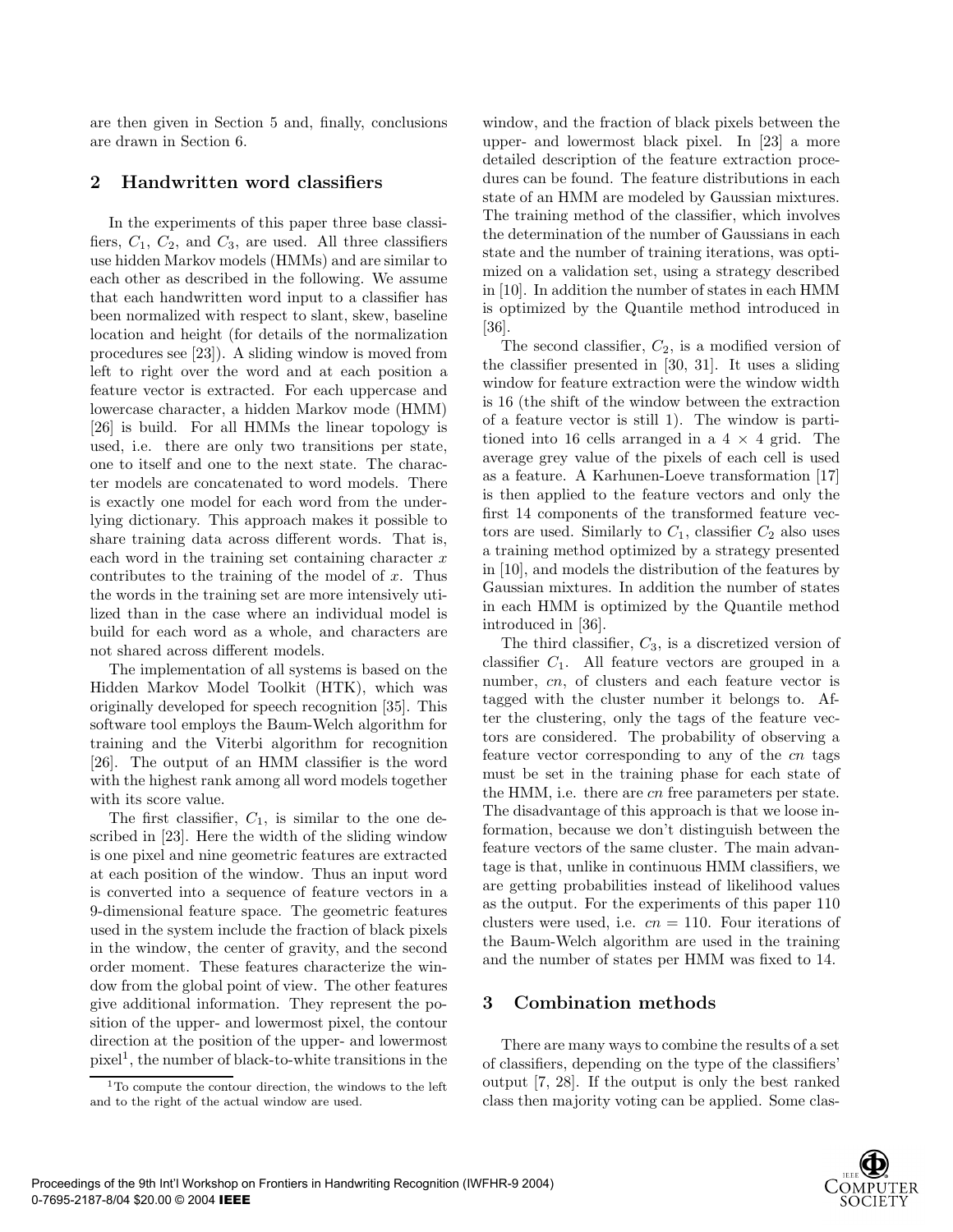are then given in Section 5 and, finally, conclusions are drawn in Section 6.

## 2 Handwritten word classifiers

In the experiments of this paper three base classifiers, $C_1$, $C_2$, and $C_3$, are used. All three classifiers use hidden Markov models (HMMs) and are similar to each other as described in the following. We assume that each handwritten word input to a classifier has been normalized with respect to slant, skew, baseline location and height (for details of the normalization procedures see [23]). A sliding window is moved from left to right over the word and at each position a feature vector is extracted. For each uppercase and lowercase character, a hidden Markov mode (HMM) [26] is build. For all HMMs the linear topology is used, i.e. there are only two transitions per state, one to itself and one to the next state. The character models are concatenated to word models. There is exactly one model for each word from the underlying dictionary. This approach makes it possible to share training data across different words. That is, each word in the training set containing character $x$ contributes to the training of the model of $x$. Thus the words in the training set are more intensively utilized than in the case where an individual model is build for each word as a whole, and characters are not shared across different models.

The implementation of all systems is based on the Hidden Markov Model Toolkit (HTK), which was originally developed for speech recognition [35]. This software tool employs the Baum-Welch algorithm for training and the Viterbi algorithm for recognition [26]. The output of an HMM classifier is the word with the highest rank among all word models together with its score value.

The first classifier, $C_1$, is similar to the one described in [23]. Here the width of the sliding window is one pixel and nine geometric features are extracted at each position of the window. Thus an input word is converted into a sequence of feature vectors in a 9-dimensional feature space. The geometric features used in the system include the fraction of black pixels in the window, the center of gravity, and the second order moment. These features characterize the window from the global point of view. The other features give additional information. They represent the position of the upper- and lowermost pixel, the contour direction at the position of the upper- and lowermost pixel[1], the number of black-to-white transitions in the window, and the fraction of black pixels between the upper- and lowermost black pixel. In [23] a more detailed description of the feature extraction procedures can be found. The feature distributions in each state of an HMM are modeled by Gaussian mixtures. The training method of the classifier, which involves the determination of the number of Gaussians in each state and the number of training iterations, was optimized on a validation set, using a strategy described in [10]. In addition the number of states in each HMM is optimized by the Quantile method introduced in [36].

The second classifier, $C_2$, is a modified version of the classifier presented in [30, 31]. It uses a sliding window for feature extraction were the window width is 16 (the shift of the window between the extraction of a feature vector is still 1). The window is partitioned into 16 cells arranged in a $4 \times 4$ grid. The average grey value of the pixels of each cell is used as a feature. A Karhunen-Loeve transformation [17] is then applied to the feature vectors and only the first 14 components of the transformed feature vectors are used. Similarly to $C_1$, classifier $C_2$ also uses a training method optimized by a strategy presented in [10], and models the distribution of the features by Gaussian mixtures. In addition the number of states in each HMM is optimized by the Quantile method introduced in [36].

The third classifier, $C_3$, is a discretized version of classifier $C_1$. All feature vectors are grouped in a number, $cn$, of clusters and each feature vector is tagged with the cluster number it belongs to. After the clustering, only the tags of the feature vectors are considered. The probability of observing a feature vector corresponding to any of the $cn$ tags must be set in the training phase for each state of the HMM, i.e. there are $cn$ free parameters per state. The disadvantage of this approach is that we loose information, because we don't distinguish between the feature vectors of the same cluster. The main advantage is that, unlike in continuous HMM classifiers, we are getting probabilities instead of likelihood values as the output. For the experiments of this paper 110 clusters were used, i.e. $cn = 110$. Four iterations of the Baum-Welch algorithm are used in the training and the number of states per HMM was fixed to 14.

## 3 Combination methods

There are many ways to combine the results of a set of classifiers, depending on the type of the classifiers' output [7, 28]. If the output is only the best ranked class then majority voting can be applied. Some clas-

[1] To compute the contour direction, the windows to the left and to the right of the actual window are used.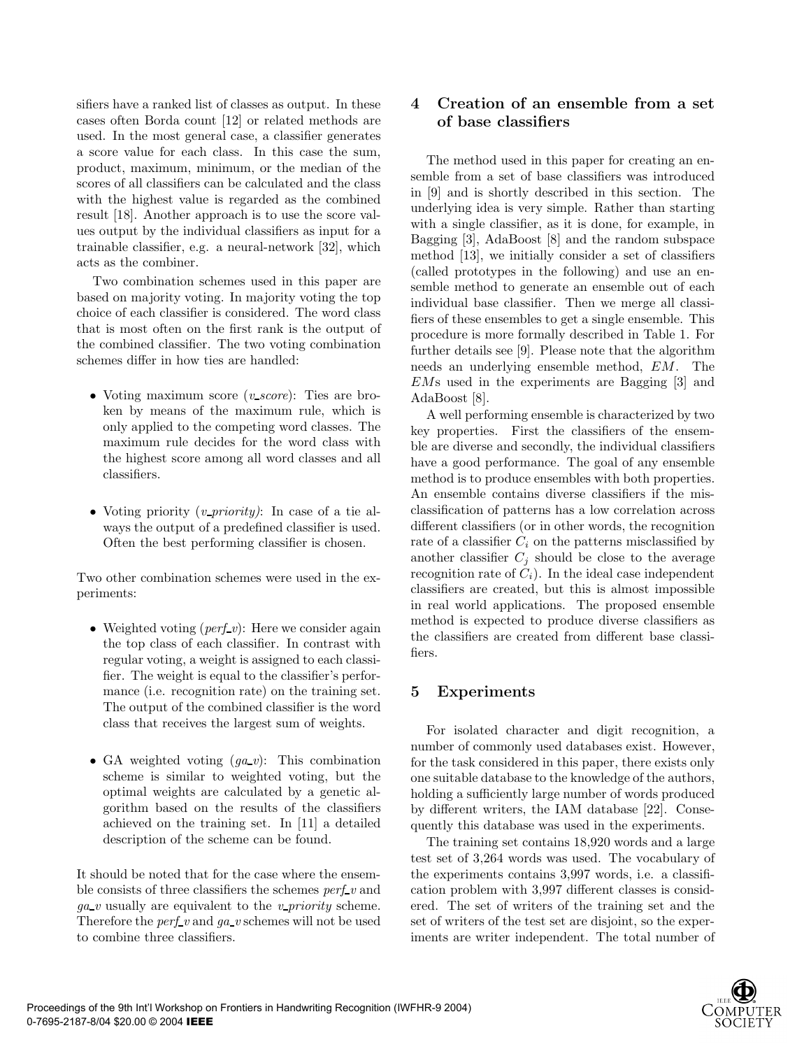sifiers have a ranked list of classes as output. In these cases often Borda count [12] or related methods are used. In the most general case, a classifier generates a score value for each class. In this case the sum, product, maximum, minimum, or the median of the scores of all classifiers can be calculated and the class with the highest value is regarded as the combined result [18]. Another approach is to use the score values output by the individual classifiers as input for a trainable classifier, e.g. a neural-network [32], which acts as the combiner.

Two combination schemes used in this paper are based on majority voting. In majority voting the top choice of each classifier is considered. The word class that is most often on the first rank is the output of the combined classifier. The two voting combination schemes differ in how ties are handled:

- Voting maximum score (*v_score*): Ties are broken by means of the maximum rule, which is only applied to the competing word classes. The maximum rule decides for the word class with the highest score among all word classes and all classifiers.
- Voting priority (*v_priority*): In case of a tie always the output of a predefined classifier is used. Often the best performing classifier is chosen.

Two other combination schemes were used in the experiments:

- Weighted voting (*perf_v*): Here we consider again the top class of each classifier. In contrast with regular voting, a weight is assigned to each classifier. The weight is equal to the classifier's performance (i.e. recognition rate) on the training set. The output of the combined classifier is the word class that receives the largest sum of weights.
- GA weighted voting (*ga_v*): This combination scheme is similar to weighted voting, but the optimal weights are calculated by a genetic algorithm based on the results of the classifiers achieved on the training set. In [11] a detailed description of the scheme can be found.

It should be noted that for the case where the ensemble consists of three classifiers the schemes *perf_v* and *ga_v* usually are equivalent to the *v_priority* scheme. Therefore the *perf_v* and *ga_v* schemes will not be used to combine three classifiers.

## 4 Creation of an ensemble from a set of base classifiers

The method used in this paper for creating an ensemble from a set of base classifiers was introduced in [9] and is shortly described in this section. The underlying idea is very simple. Rather than starting with a single classifier, as it is done, for example, in Bagging [3], AdaBoost [8] and the random subspace method [13], we initially consider a set of classifiers (called prototypes in the following) and use an ensemble method to generate an ensemble out of each individual base classifier. Then we merge all classifiers of these ensembles to get a single ensemble. This procedure is more formally described in Table 1. For further details see [9]. Please note that the algorithm needs an underlying ensemble method, *EM*. The *EM*s used in the experiments are Bagging [3] and AdaBoost [8].

A well performing ensemble is characterized by two key properties. First the classifiers of the ensemble are diverse and secondly, the individual classifiers have a good performance. The goal of any ensemble method is to produce ensembles with both properties. An ensemble contains diverse classifiers if the misclassification of patterns has a low correlation across different classifiers (or in other words, the recognition rate of a classifier $C_i$ on the patterns misclassified by another classifier $C_j$ should be close to the average recognition rate of $C_i$). In the ideal case independent classifiers are created, but this is almost impossible in real world applications. The proposed ensemble method is expected to produce diverse classifiers as the classifiers are created from different base classifiers.

## 5 Experiments

For isolated character and digit recognition, a number of commonly used databases exist. However, for the task considered in this paper, there exists only one suitable database to the knowledge of the authors, holding a sufficiently large number of words produced by different writers, the IAM database [22]. Consequently this database was used in the experiments.

The training set contains 18,920 words and a large test set of 3,264 words was used. The vocabulary of the experiments contains 3,997 words, i.e. a classification problem with 3,997 different classes is considered. The set of writers of the training set and the set of writers of the test set are disjoint, so the experiments are writer independent. The total number of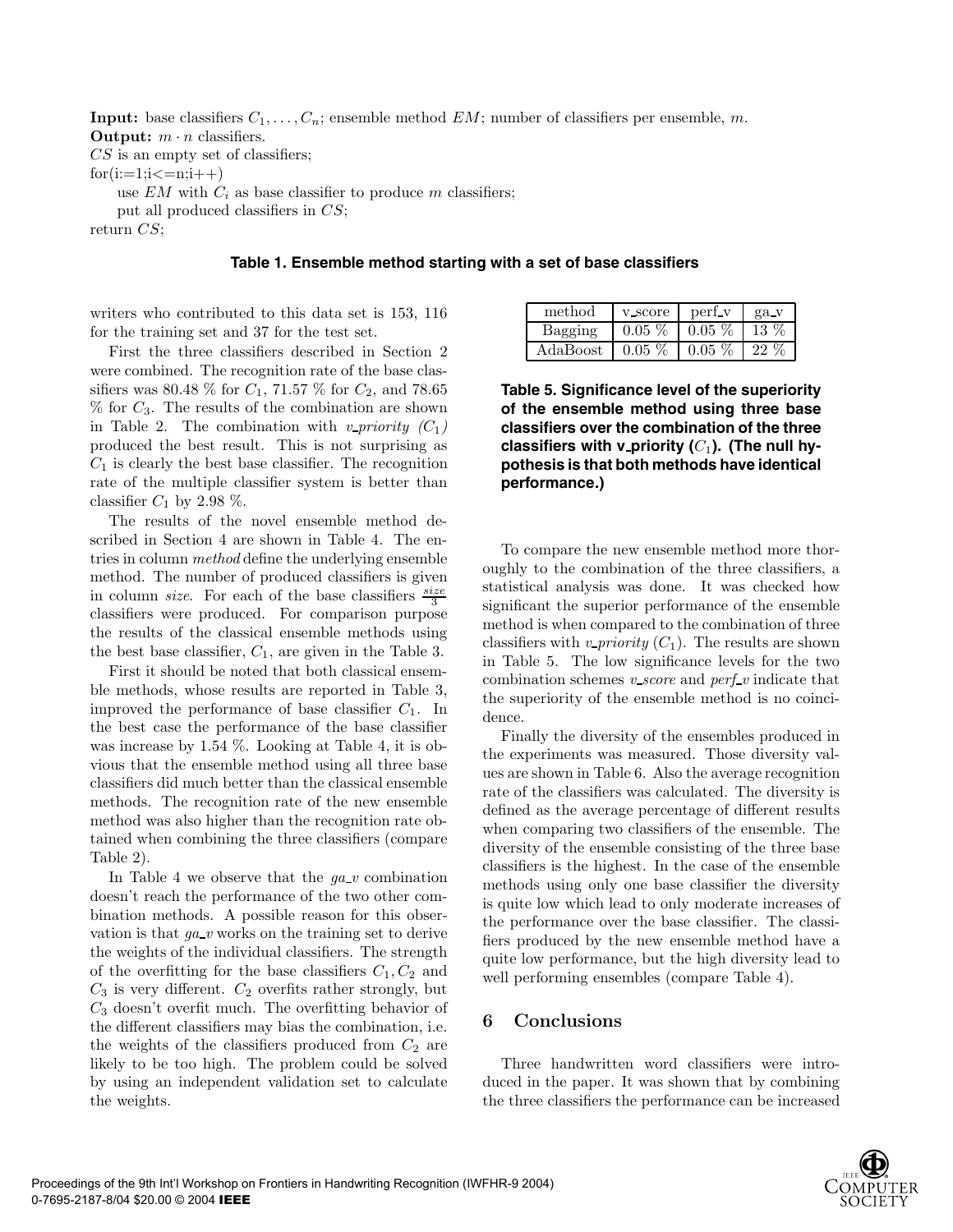**Input:** base classifiers $C_1, \ldots, C_n$; ensemble method $EM$; number of classifiers per ensemble, $m$.
**Output:** $m \cdot n$ classifiers.
$CS$ is an empty set of classifiers;
for(i:=1;i<=n;i++)
  use $EM$ with $C_i$ as base classifier to produce $m$ classifiers;
  put all produced classifiers in $CS$;
return $CS$;

**Table 1. Ensemble method starting with a set of base classifiers**

writers who contributed to this data set is 153, 116 for the training set and 37 for the test set.

First the three classifiers described in Section 2 were combined. The recognition rate of the base classifiers was 80.48 % for $C_1$, 71.57 % for $C_2$, and 78.65 % for $C_3$. The results of the combination are shown in Table 2. The combination with *v_priority* $(C_1)$ produced the best result. This is not surprising as $C_1$ is clearly the best base classifier. The recognition rate of the multiple classifier system is better than classifier $C_1$ by 2.98 %.

The results of the novel ensemble method described in Section 4 are shown in Table 4. The entries in column *method* define the underlying ensemble method. The number of produced classifiers is given in column *size*. For each of the base classifiers $\frac{size}{3}$ classifiers were produced. For comparison purpose the results of the classical ensemble methods using the best base classifier, $C_1$, are given in the Table 3.

First it should be noted that both classical ensemble methods, whose results are reported in Table 3, improved the performance of base classifier $C_1$. In the best case the performance of the base classifier was increase by 1.54 %. Looking at Table 4, it is obvious that the ensemble method using all three base classifiers did much better than the classical ensemble methods. The recognition rate of the new ensemble method was also higher than the recognition rate obtained when combining the three classifiers (compare Table 2).

In Table 4 we observe that the *ga_v* combination doesn't reach the performance of the two other combination methods. A possible reason for this observation is that *ga_v* works on the training set to derive the weights of the individual classifiers. The strength of the overfitting for the base classifiers $C_1, C_2$ and $C_3$ is very different. $C_2$ overfits rather strongly, but $C_3$ doesn't overfit much. The overfitting behavior of the different classifiers may bias the combination, i.e. the weights of the classifiers produced from $C_2$ are likely to be too high. The problem could be solved by using an independent validation set to calculate the weights.

| method | v_score | perf_v | ga_v |
|---|---|---|---|
| Bagging | 0.05 % | 0.05 % | 13 % |
| AdaBoost | 0.05 % | 0.05 % | 22 % |

**Table 5. Significance level of the superiority of the ensemble method using three base classifiers over the combination of the three classifiers with v_priority ($C_1$). (The null hypothesis is that both methods have identical performance.)**

To compare the new ensemble method more thoroughly to the combination of the three classifiers, a statistical analysis was done. It was checked how significant the superior performance of the ensemble method is when compared to the combination of three classifiers with *v_priority* $(C_1)$. The results are shown in Table 5. The low significance levels for the two combination schemes *v_score* and *perf_v* indicate that the superiority of the ensemble method is no coincidence.

Finally the diversity of the ensembles produced in the experiments was measured. Those diversity values are shown in Table 6. Also the average recognition rate of the classifiers was calculated. The diversity is defined as the average percentage of different results when comparing two classifiers of the ensemble. The diversity of the ensemble consisting of the three base classifiers is the highest. In the case of the ensemble methods using only one base classifier the diversity is quite low which lead to only moderate increases of the performance over the base classifier. The classifiers produced by the new ensemble method have a quite low performance, but the high diversity lead to well performing ensembles (compare Table 4).

## 6 Conclusions

Three handwritten word classifiers were introduced in the paper. It was shown that by combining the three classifiers the performance can be increased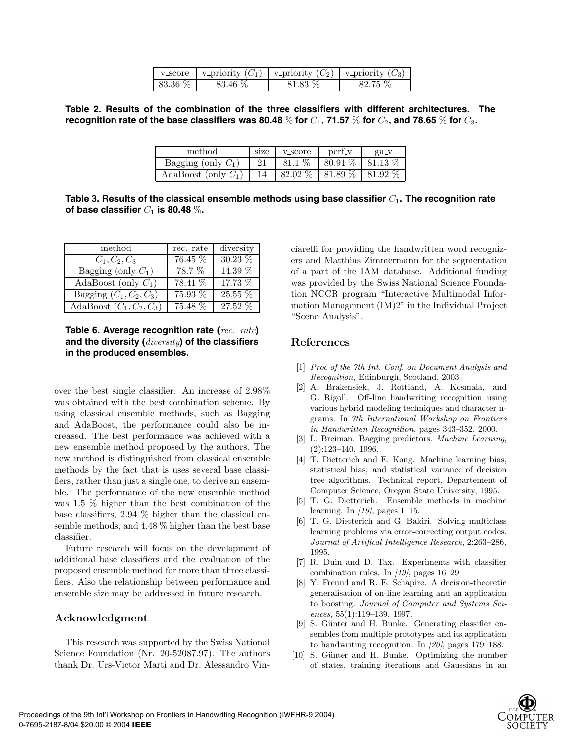| v_score | v_priority ($C_1$) | v_priority ($C_2$) | v_priority ($C_3$) |
| --- | --- | --- | --- |
| 83.36 % | 83.46 % | 81.83 % | 82.75 % |

**Table 2. Results of the combination of the three classifiers with different architectures. The recognition rate of the base classifiers was 80.48 % for $C_1$, 71.57 % for $C_2$, and 78.65 % for $C_3$.**

| method | size | v_score | perf_v | ga_v |
| --- | --- | --- | --- | --- |
| Bagging (only $C_1$) | 21 | 81.1 % | 80.91 % | 81.13 % |
| AdaBoost (only $C_1$) | 14 | 82.02 % | 81.89 % | 81.92 % |

**Table 3. Results of the classical ensemble methods using base classifier $C_1$. The recognition rate of base classifier $C_1$ is 80.48 %.**

| method | rec. rate | diversity |
| --- | --- | --- |
| $C_1, C_2, C_3$ | 76.45 % | 30.23 % |
| Bagging (only $C_1$) | 78.7 % | 14.39 % |
| AdaBoost (only $C_1$) | 78.41 % | 17.73 % |
| Bagging ($C_1, C_2, C_3$) | 75.93 % | 25.55 % |
| AdaBoost ($C_1, C_2, C_3$) | 75.48 % | 27.52 % |

**Table 6. Average recognition rate (*rec. rate*) and the diversity (*diversity*) of the classifiers in the produced ensembles.**

over the best single classifier. An increase of 2.98% was obtained with the best combination scheme. By using classical ensemble methods, such as Bagging and AdaBoost, the performance could also be increased. The best performance was achieved with a new ensemble method proposed by the authors. The new method is distinguished from classical ensemble methods by the fact that is uses several base classifiers, rather than just a single one, to derive an ensemble. The performance of the new ensemble method was 1.5 % higher than the best combination of the base classifiers, 2.94 % higher than the classical ensemble methods, and 4.48 % higher than the best base classifier.

Future research will focus on the development of additional base classifiers and the evaluation of the proposed ensemble method for more than three classifiers. Also the relationship between performance and ensemble size may be addressed in future research.

## Acknowledgment

This research was supported by the Swiss National Science Foundation (Nr. 20-52087.97). The authors thank Dr. Urs-Victor Marti and Dr. Alessandro Vinciarelli for providing the handwritten word recognizers and Matthias Zimmermann for the segmentation of a part of the IAM database. Additional funding was provided by the Swiss National Science Foundation NCCR program "Interactive Multimodal Information Management (IM)2" in the Individual Project "Scene Analysis".

## References

[1] *Proc of the 7th Int. Conf. on Document Analysis and Recognition*, Edinburgh, Scotland, 2003.

[2] A. Brakensiek, J. Rottland, A. Kosmala, and G. Rigoll. Off-line handwriting recognition using various hybrid modeling techniques and character n-grams. In *7th International Workshop on Frontiers in Handwritten Recognition*, pages 343–352, 2000.

[3] L. Breiman. Bagging predictors. *Machine Learning*, (2):123–140, 1996.

[4] T. Dietterich and E. Kong. Machine learning bias, statistical bias, and statistical variance of decision tree algorithms. Technical report, Departement of Computer Science, Oregon State University, 1995.

[5] T. G. Dietterich. Ensemble methods in machine learning. In *[19]*, pages 1–15.

[6] T. G. Dietterich and G. Bakiri. Solving multiclass learning problems via error-correcting output codes. *Journal of Artifical Intelligence Research*, 2:263–286, 1995.

[7] R. Duin and D. Tax. Experiments with classifier combination rules. In *[19]*, pages 16–29.

[8] Y. Freund and R. E. Schapire. A decision-theoretic generalisation of on-line learning and an application to boosting. *Journal of Computer and Systems Sciences*, 55(1):119–139, 1997.

[9] S. Günter and H. Bunke. Generating classifier ensembles from multiple prototypes and its application to handwriting recognition. In *[20]*, pages 179–188.

[10] S. Günter and H. Bunke. Optimizing the number of states, training iterations and Gaussians in an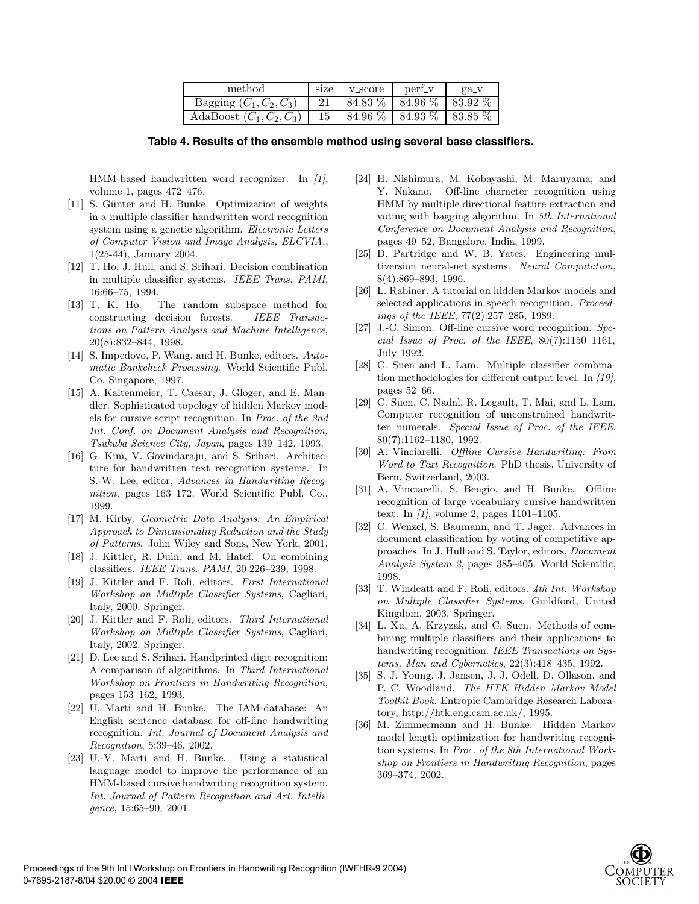| method | size | v_score | perf_v | ga_v |
|---|---|---|---|---|
| Bagging ($C_1, C_2, C_3$) | 21 | 84.83 % | 84.96 % | 83.92 % |
| AdaBoost ($C_1, C_2, C_3$) | 15 | 84.96 % | 84.93 % | 83.85 % |

**Table 4. Results of the ensemble method using several base classifiers.**

HMM-based handwritten word recognizer. In *[1]*, volume 1, pages 472–476.

[11] S. Günter and H. Bunke. Optimization of weights in a multiple classifier handwritten word recognition system using a genetic algorithm. *Electronic Letters of Computer Vision and Image Analysis, ELCVIA,*, 1(25-44), January 2004.

[12] T. Ho, J. Hull, and S. Srihari. Decision combination in multiple classifier systems. *IEEE Trans. PAMI*, 16:66–75, 1994.

[13] T. K. Ho. The random subspace method for constructing decision forests. *IEEE Transactions on Pattern Analysis and Machine Intelligence*, 20(8):832–844, 1998.

[14] S. Impedovo, P. Wang, and H. Bunke, editors. *Automatic Bankcheck Processing*. World Scientific Publ. Co, Singapore, 1997.

[15] A. Kaltenmeier, T. Caesar, J. Gloger, and E. Mandler. Sophisticated topology of hidden Markov models for cursive script recognition. In *Proc. of the 2nd Int. Conf. on Document Analysis and Recognition, Tsukuba Science City, Japan*, pages 139–142, 1993.

[16] G. Kim, V. Govindaraju, and S. Srihari. Architecture for handwritten text recognition systems. In S.-W. Lee, editor, *Advances in Handwriting Recognition*, pages 163–172. World Scientific Publ. Co., 1999.

[17] M. Kirby. *Geometric Data Analysis: An Empirical Approach to Dimensionality Reduction and the Study of Patterns*. John Wiley and Sons, New York, 2001.

[18] J. Kittler, R. Duin, and M. Hatef. On combining classifiers. *IEEE Trans. PAMI*, 20:226–239, 1998.

[19] J. Kittler and F. Roli, editors. *First International Workshop on Multiple Classifier Systems*, Cagliari, Italy, 2000. Springer.

[20] J. Kittler and F. Roli, editors. *Third International Workshop on Multiple Classifier Systems*, Cagliari, Italy, 2002. Springer.

[21] D. Lee and S. Srihari. Handprinted digit recognition: A comparison of algorithms. In *Third International Workshop on Frontiers in Handwriting Recognition*, pages 153–162, 1993.

[22] U. Marti and H. Bunke. The IAM-database: An English sentence database for off-line handwriting recognition. *Int. Journal of Document Analysis and Recognition*, 5:39–46, 2002.

[23] U.-V. Marti and H. Bunke. Using a statistical language model to improve the performance of an HMM-based cursive handwriting recognition system. *Int. Journal of Pattern Recognition and Art. Intelligence*, 15:65–90, 2001.

[24] H. Nishimura, M. Kobayashi, M. Maruyama, and Y. Nakano. Off-line character recognition using HMM by multiple directional feature extraction and voting with bagging algorithm. In *5th International Conference on Document Analysis and Recognition*, pages 49–52, Bangalore, India, 1999.

[25] D. Partridge and W. B. Yates. Engineering multiversion neural-net systems. *Neural Computation*, 8(4):869–893, 1996.

[26] L. Rabiner. A tutorial on hidden Markov models and selected applications in speech recognition. *Proceedings of the IEEE*, 77(2):257–285, 1989.

[27] J.-C. Simon. Off-line cursive word recognition. *Special Issue of Proc. of the IEEE*, 80(7):1150–1161, July 1992.

[28] C. Suen and L. Lam. Multiple classifier combination methodologies for different output level. In *[19]*, pages 52–66.

[29] C. Suen, C. Nadal, R. Legault, T. Mai, and L. Lam. Computer recognition of unconstrained handwritten numerals. *Special Issue of Proc. of the IEEE*, 80(7):1162–1180, 1992.

[30] A. Vinciarelli. *Offline Cursive Handwriting: From Word to Text Recognition*. PhD thesis, University of Bern, Switzerland, 2003.

[31] A. Vinciarelli, S. Bengio, and H. Bunke. Offline recognition of large vocabulary cursive handwritten text. In *[1]*, volume 2, pages 1101–1105.

[32] C. Wenzel, S. Baumann, and T. Jager. Advances in document classification by voting of competitive approaches. In J. Hull and S. Taylor, editors, *Document Analysis System 2*, pages 385–405. World Scientific, 1998.

[33] T. Windeatt and F. Roli, editors. *4th Int. Workshop on Multiple Classifier Systems*, Guildford, United Kingdom, 2003. Springer.

[34] L. Xu, A. Krzyzak, and C. Suen. Methods of combining multiple classifiers and their applications to handwriting recognition. *IEEE Transactions on Systems, Man and Cybernetics*, 22(3):418–435, 1992.

[35] S. J. Young, J. Jansen, J. J. Odell, D. Ollason, and P. C. Woodland. *The HTK Hidden Markov Model Toolkit Book*. Entropic Cambridge Research Laboratory, http://htk.eng.cam.ac.uk/, 1995.

[36] M. Zimmermann and H. Bunke. Hidden Markov model length optimization for handwriting recognition systems. In *Proc. of the 8th International Workshop on Frontiers in Handwriting Recognition*, pages 369–374, 2002.